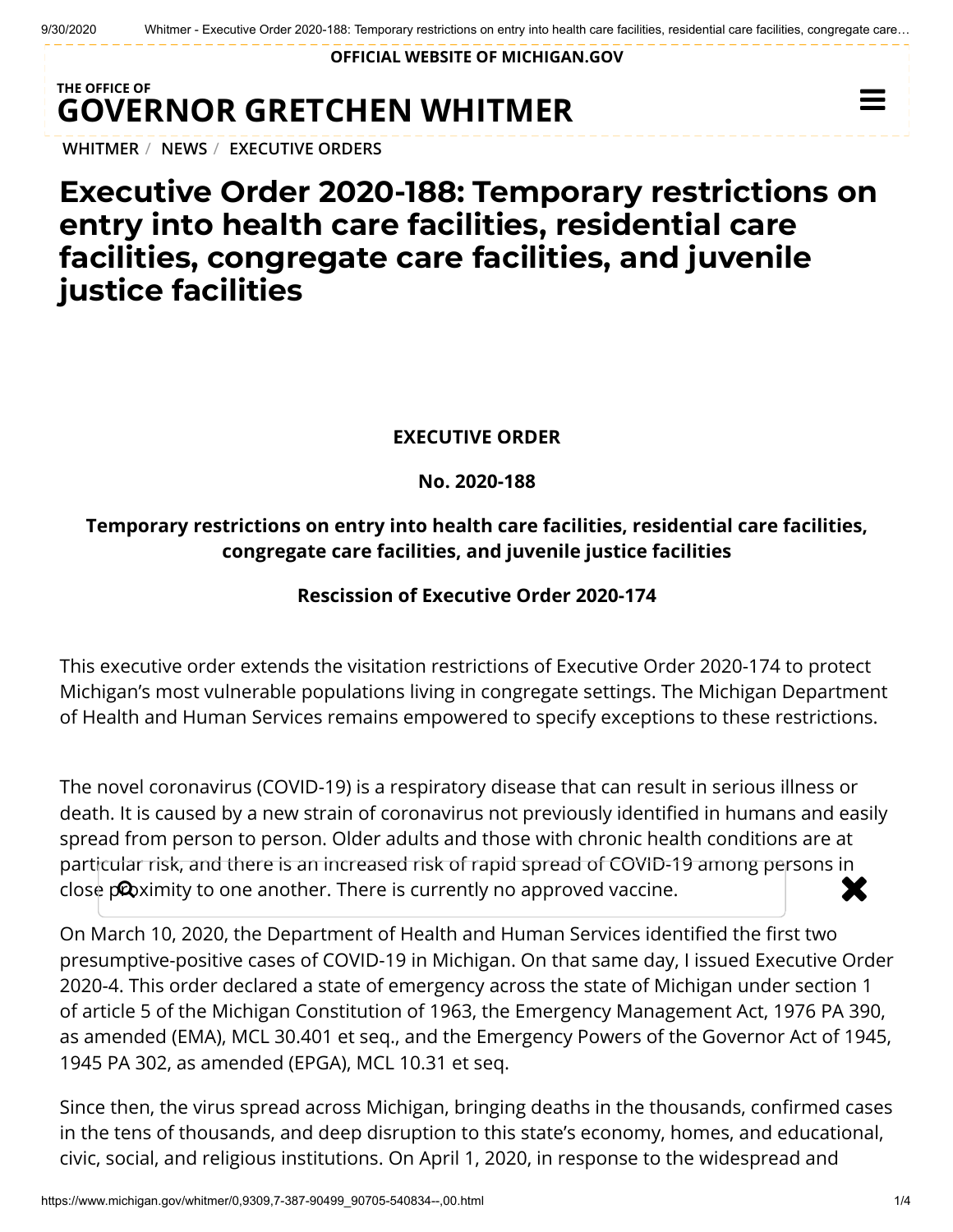OFFICIAL WEBSITE OF MICHIGAN.GOV

THE OFFICE OF
**GOVERNOR GRETCHEN WHITMER**

WHITMER / NEWS / EXECUTIVE ORDERS

# Executive Order 2020-188: Temporary restrictions on entry into health care facilities, residential care facilities, congregate care facilities, and juvenile justice facilities

**EXECUTIVE ORDER**

**No. 2020-188**

**Temporary restrictions on entry into health care facilities, residential care facilities, congregate care facilities, and juvenile justice facilities**

**Rescission of Executive Order 2020-174**

This executive order extends the visitation restrictions of Executive Order 2020-174 to protect Michigan's most vulnerable populations living in congregate settings. The Michigan Department of Health and Human Services remains empowered to specify exceptions to these restrictions.

The novel coronavirus (COVID-19) is a respiratory disease that can result in serious illness or death. It is caused by a new strain of coronavirus not previously identified in humans and easily spread from person to person. Older adults and those with chronic health conditions are at particular risk, and there is an increased risk of rapid spread of COVID-19 among persons in close proximity to one another. There is currently no approved vaccine.

On March 10, 2020, the Department of Health and Human Services identified the first two presumptive-positive cases of COVID-19 in Michigan. On that same day, I issued Executive Order 2020-4. This order declared a state of emergency across the state of Michigan under section 1 of article 5 of the Michigan Constitution of 1963, the Emergency Management Act, 1976 PA 390, as amended (EMA), MCL 30.401 et seq., and the Emergency Powers of the Governor Act of 1945, 1945 PA 302, as amended (EPGA), MCL 10.31 et seq.

Since then, the virus spread across Michigan, bringing deaths in the thousands, confirmed cases in the tens of thousands, and deep disruption to this state's economy, homes, and educational, civic, social, and religious institutions. On April 1, 2020, in response to the widespread and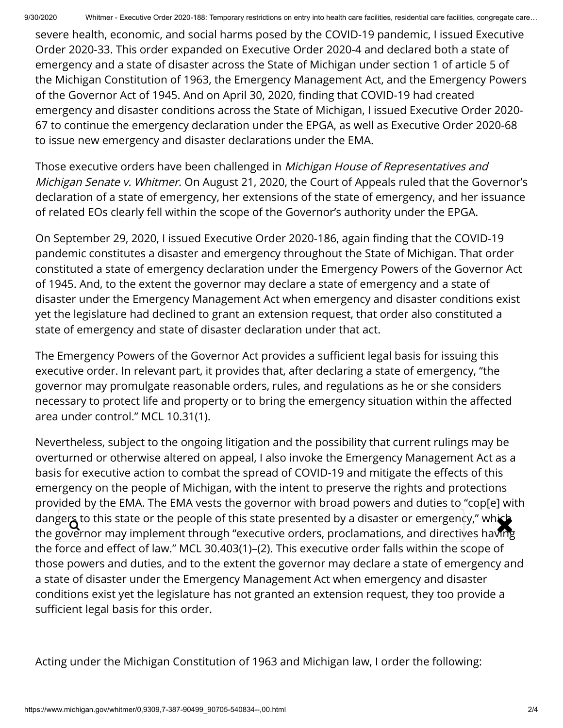severe health, economic, and social harms posed by the COVID-19 pandemic, I issued Executive Order 2020-33. This order expanded on Executive Order 2020-4 and declared both a state of emergency and a state of disaster across the State of Michigan under section 1 of article 5 of the Michigan Constitution of 1963, the Emergency Management Act, and the Emergency Powers of the Governor Act of 1945. And on April 30, 2020, finding that COVID-19 had created emergency and disaster conditions across the State of Michigan, I issued Executive Order 2020-67 to continue the emergency declaration under the EPGA, as well as Executive Order 2020-68 to issue new emergency and disaster declarations under the EMA.

Those executive orders have been challenged in *Michigan House of Representatives and Michigan Senate v. Whitmer*. On August 21, 2020, the Court of Appeals ruled that the Governor's declaration of a state of emergency, her extensions of the state of emergency, and her issuance of related EOs clearly fell within the scope of the Governor's authority under the EPGA.

On September 29, 2020, I issued Executive Order 2020-186, again finding that the COVID-19 pandemic constitutes a disaster and emergency throughout the State of Michigan. That order constituted a state of emergency declaration under the Emergency Powers of the Governor Act of 1945. And, to the extent the governor may declare a state of emergency and a state of disaster under the Emergency Management Act when emergency and disaster conditions exist yet the legislature had declined to grant an extension request, that order also constituted a state of emergency and state of disaster declaration under that act.

The Emergency Powers of the Governor Act provides a sufficient legal basis for issuing this executive order. In relevant part, it provides that, after declaring a state of emergency, "the governor may promulgate reasonable orders, rules, and regulations as he or she considers necessary to protect life and property or to bring the emergency situation within the affected area under control." MCL 10.31(1).

Nevertheless, subject to the ongoing litigation and the possibility that current rulings may be overturned or otherwise altered on appeal, I also invoke the Emergency Management Act as a basis for executive action to combat the spread of COVID-19 and mitigate the effects of this emergency on the people of Michigan, with the intent to preserve the rights and protections provided by the EMA. The EMA vests the governor with broad powers and duties to "cop[e] with dangers to this state or the people of this state presented by a disaster or emergency," which the governor may implement through "executive orders, proclamations, and directives having the force and effect of law." MCL 30.403(1)–(2). This executive order falls within the scope of those powers and duties, and to the extent the governor may declare a state of emergency and a state of disaster under the Emergency Management Act when emergency and disaster conditions exist yet the legislature has not granted an extension request, they too provide a sufficient legal basis for this order.

Acting under the Michigan Constitution of 1963 and Michigan law, I order the following: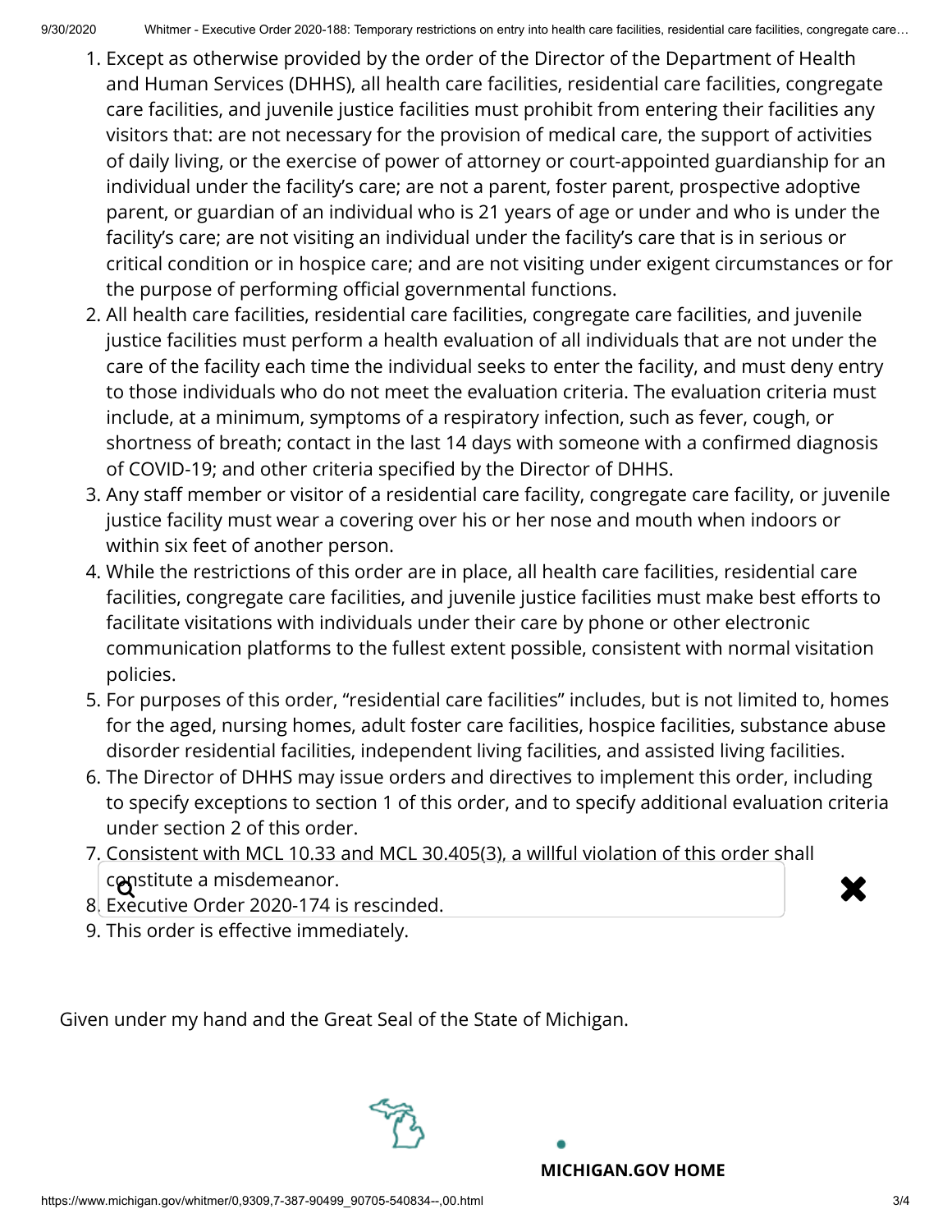1. Except as otherwise provided by the order of the Director of the Department of Health and Human Services (DHHS), all health care facilities, residential care facilities, congregate care facilities, and juvenile justice facilities must prohibit from entering their facilities any visitors that: are not necessary for the provision of medical care, the support of activities of daily living, or the exercise of power of attorney or court-appointed guardianship for an individual under the facility's care; are not a parent, foster parent, prospective adoptive parent, or guardian of an individual who is 21 years of age or under and who is under the facility's care; are not visiting an individual under the facility's care that is in serious or critical condition or in hospice care; and are not visiting under exigent circumstances or for the purpose of performing official governmental functions.
2. All health care facilities, residential care facilities, congregate care facilities, and juvenile justice facilities must perform a health evaluation of all individuals that are not under the care of the facility each time the individual seeks to enter the facility, and must deny entry to those individuals who do not meet the evaluation criteria. The evaluation criteria must include, at a minimum, symptoms of a respiratory infection, such as fever, cough, or shortness of breath; contact in the last 14 days with someone with a confirmed diagnosis of COVID-19; and other criteria specified by the Director of DHHS.
3. Any staff member or visitor of a residential care facility, congregate care facility, or juvenile justice facility must wear a covering over his or her nose and mouth when indoors or within six feet of another person.
4. While the restrictions of this order are in place, all health care facilities, residential care facilities, congregate care facilities, and juvenile justice facilities must make best efforts to facilitate visitations with individuals under their care by phone or other electronic communication platforms to the fullest extent possible, consistent with normal visitation policies.
5. For purposes of this order, "residential care facilities" includes, but is not limited to, homes for the aged, nursing homes, adult foster care facilities, hospice facilities, substance abuse disorder residential facilities, independent living facilities, and assisted living facilities.
6. The Director of DHHS may issue orders and directives to implement this order, including to specify exceptions to section 1 of this order, and to specify additional evaluation criteria under section 2 of this order.
7. Consistent with MCL 10.33 and MCL 30.405(3), a willful violation of this order shall constitute a misdemeanor.
8. Executive Order 2020-174 is rescinded.
9. This order is effective immediately.

Given under my hand and the Great Seal of the State of Michigan.

**MICHIGAN.GOV HOME**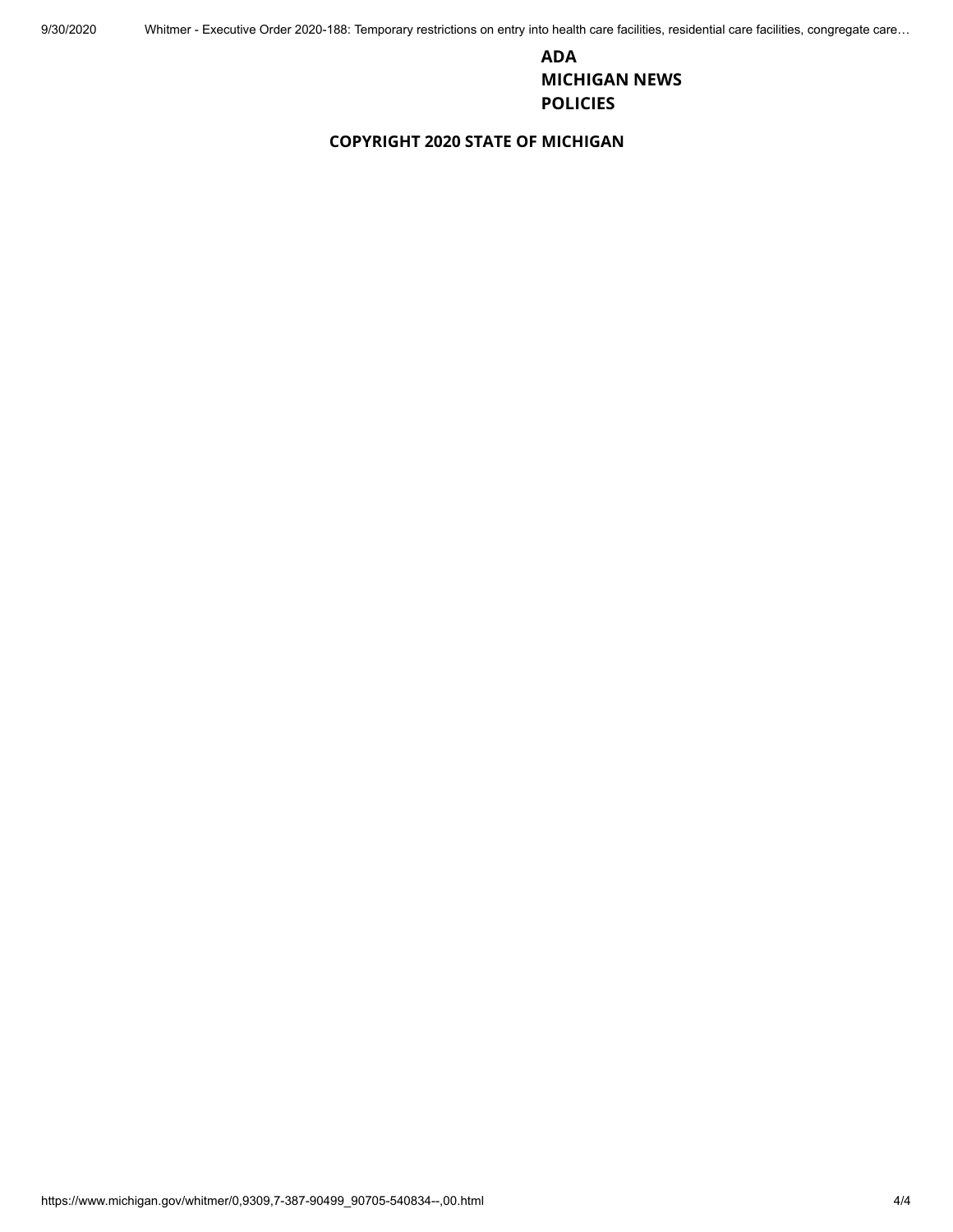**ADA**
**MICHIGAN NEWS**
**POLICIES**

**COPYRIGHT 2020 STATE OF MICHIGAN**